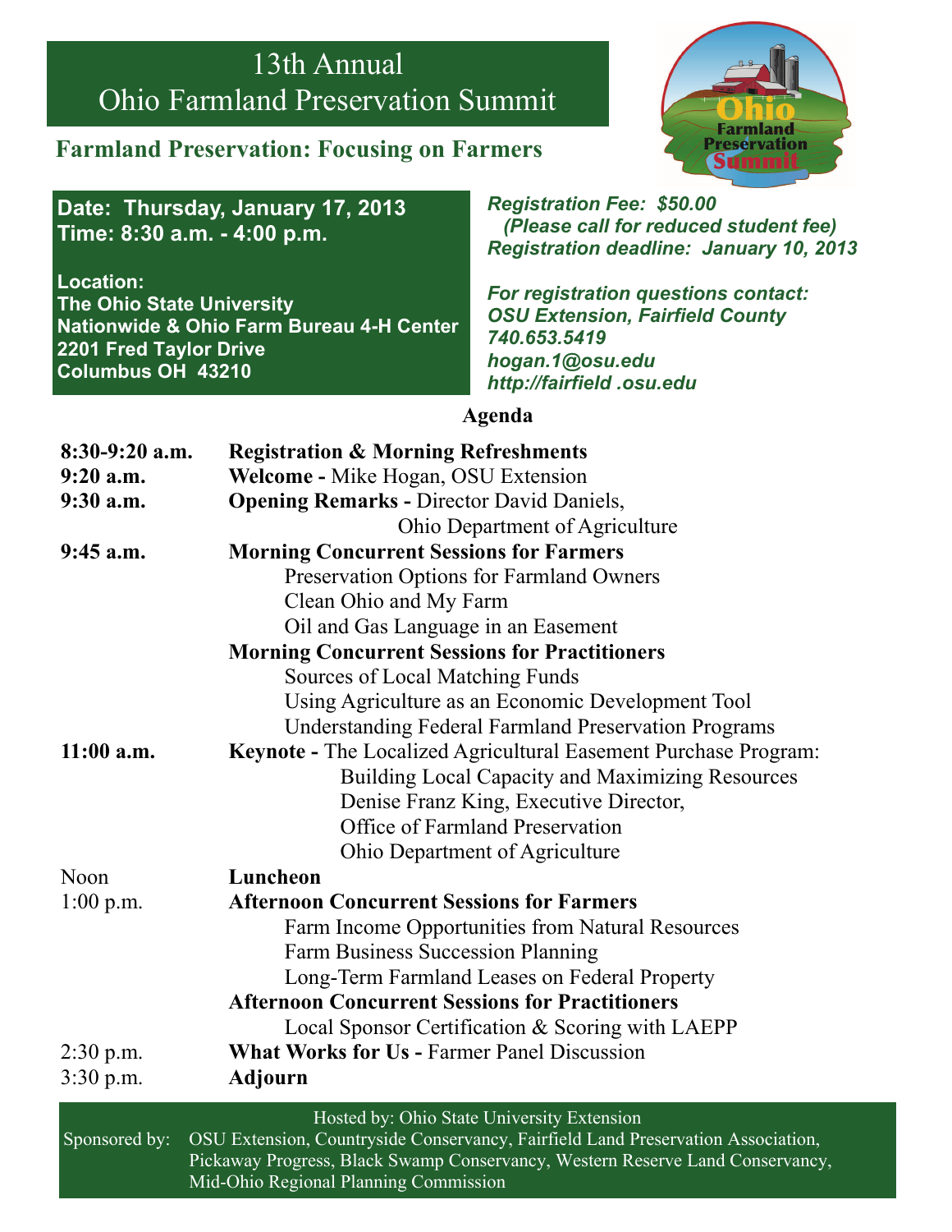# 13th Annual Ohio Farmland Preservation Summit

## Farmland Preservation: Focusing on Farmers

**Date: Thursday, January 17, 2013**
**Time: 8:30 a.m. - 4:00 p.m.**

**Location:**
**The Ohio State University**
**Nationwide & Ohio Farm Bureau 4-H Center**
**2201 Fred Taylor Drive**
**Columbus OH 43210**

*Registration Fee: $50.00*
*(Please call for reduced student fee)*
*Registration deadline: January 10, 2013*

*For registration questions contact:*
*OSU Extension, Fairfield County*
*740.653.5419*
*hogan.1@osu.edu*
*http://fairfield .osu.edu*

### Agenda

| | |
|---|---|
| **8:30-9:20 a.m.** | **Registration & Morning Refreshments** |
| **9:20 a.m.** | **Welcome -** Mike Hogan, OSU Extension |
| **9:30 a.m.** | **Opening Remarks -** Director David Daniels, Ohio Department of Agriculture |
| **9:45 a.m.** | **Morning Concurrent Sessions for Farmers** |
| | Preservation Options for Farmland Owners |
| | Clean Ohio and My Farm |
| | Oil and Gas Language in an Easement |
| | **Morning Concurrent Sessions for Practitioners** |
| | Sources of Local Matching Funds |
| | Using Agriculture as an Economic Development Tool |
| | Understanding Federal Farmland Preservation Programs |
| **11:00 a.m.** | **Keynote -** The Localized Agricultural Easement Purchase Program: Building Local Capacity and Maximizing Resources<br>Denise Franz King, Executive Director, Office of Farmland Preservation<br>Ohio Department of Agriculture |
| Noon | **Luncheon** |
| 1:00 p.m. | **Afternoon Concurrent Sessions for Farmers** |
| | Farm Income Opportunities from Natural Resources |
| | Farm Business Succession Planning |
| | Long-Term Farmland Leases on Federal Property |
| | **Afternoon Concurrent Sessions for Practitioners** |
| | Local Sponsor Certification & Scoring with LAEPP |
| 2:30 p.m. | **What Works for Us -** Farmer Panel Discussion |
| 3:30 p.m. | **Adjourn** |

Hosted by: Ohio State University Extension

Sponsored by: OSU Extension, Countryside Conservancy, Fairfield Land Preservation Association, Pickaway Progress, Black Swamp Conservancy, Western Reserve Land Conservancy, Mid-Ohio Regional Planning Commission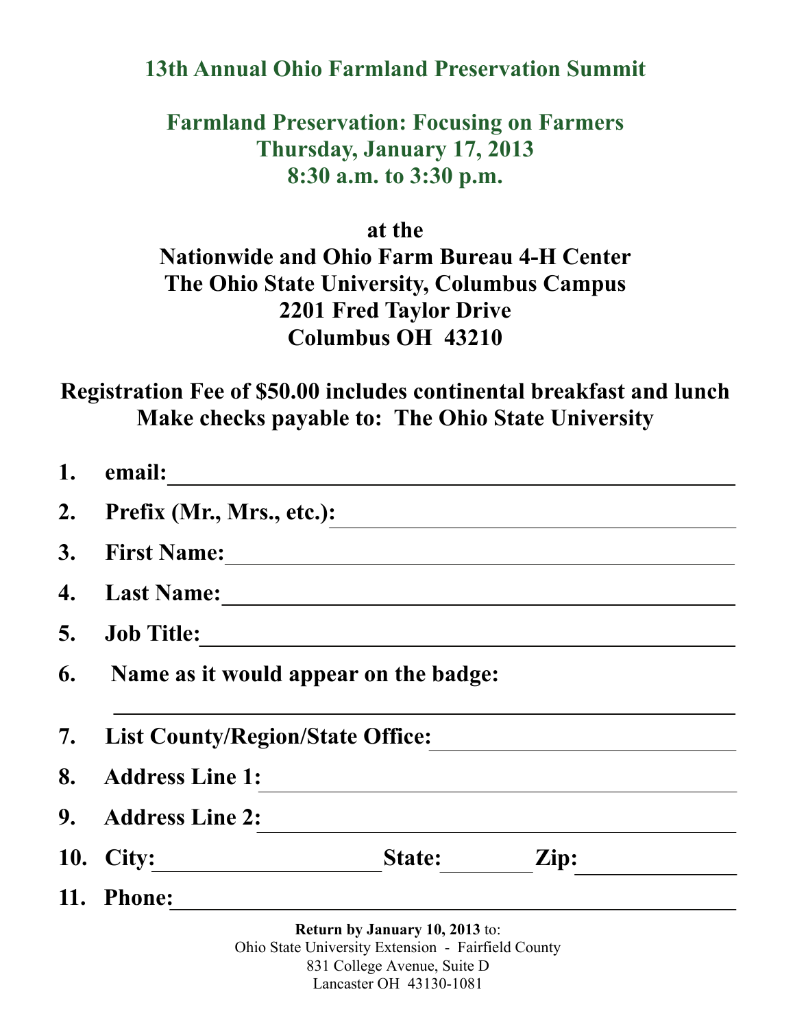## 13th Annual Ohio Farmland Preservation Summit

## Farmland Preservation: Focusing on Farmers
## Thursday, January 17, 2013
## 8:30 a.m. to 3:30 p.m.

**at the**
**Nationwide and Ohio Farm Bureau 4-H Center**
**The Ohio State University, Columbus Campus**
**2201 Fred Taylor Drive**
**Columbus OH 43210**

**Registration Fee of $50.00 includes continental breakfast and lunch**
**Make checks payable to: The Ohio State University**

1. **email:**\_\_\_\_\_\_\_\_\_\_\_\_\_\_\_\_\_\_\_\_\_\_\_\_\_\_\_\_\_\_\_\_\_\_\_\_\_\_\_\_
2. **Prefix (Mr., Mrs., etc.):**\_\_\_\_\_\_\_\_\_\_\_\_\_\_\_\_\_\_\_\_\_\_\_\_\_\_
3. **First Name:**\_\_\_\_\_\_\_\_\_\_\_\_\_\_\_\_\_\_\_\_\_\_\_\_\_\_\_\_\_\_\_\_\_\_\_\_
4. **Last Name:**\_\_\_\_\_\_\_\_\_\_\_\_\_\_\_\_\_\_\_\_\_\_\_\_\_\_\_\_\_\_\_\_\_\_\_\_
5. **Job Title:**\_\_\_\_\_\_\_\_\_\_\_\_\_\_\_\_\_\_\_\_\_\_\_\_\_\_\_\_\_\_\_\_\_\_\_\_\_
6. **Name as it would appear on the badge:**

   \_\_\_\_\_\_\_\_\_\_\_\_\_\_\_\_\_\_\_\_\_\_\_\_\_\_\_\_\_\_\_\_\_\_\_\_\_\_\_\_\_\_\_\_
7. **List County/Region/State Office:**\_\_\_\_\_\_\_\_\_\_\_\_\_\_\_\_\_\_\_\_\_
8. **Address Line 1:**\_\_\_\_\_\_\_\_\_\_\_\_\_\_\_\_\_\_\_\_\_\_\_\_\_\_\_\_\_\_\_\_\_
9. **Address Line 2:**\_\_\_\_\_\_\_\_\_\_\_\_\_\_\_\_\_\_\_\_\_\_\_\_\_\_\_\_\_\_\_\_\_
10. **City:**\_\_\_\_\_\_\_\_\_\_\_\_\_\_\_\_\_**State:**\_\_\_\_\_\_\_\_**Zip:**\_\_\_\_\_\_\_\_\_\_\_\_
11. **Phone:**\_\_\_\_\_\_\_\_\_\_\_\_\_\_\_\_\_\_\_\_\_\_\_\_\_\_\_\_\_\_\_\_\_\_\_\_\_\_\_

**Return by January 10, 2013** to:
Ohio State University Extension - Fairfield County
831 College Avenue, Suite D
Lancaster OH 43130-1081